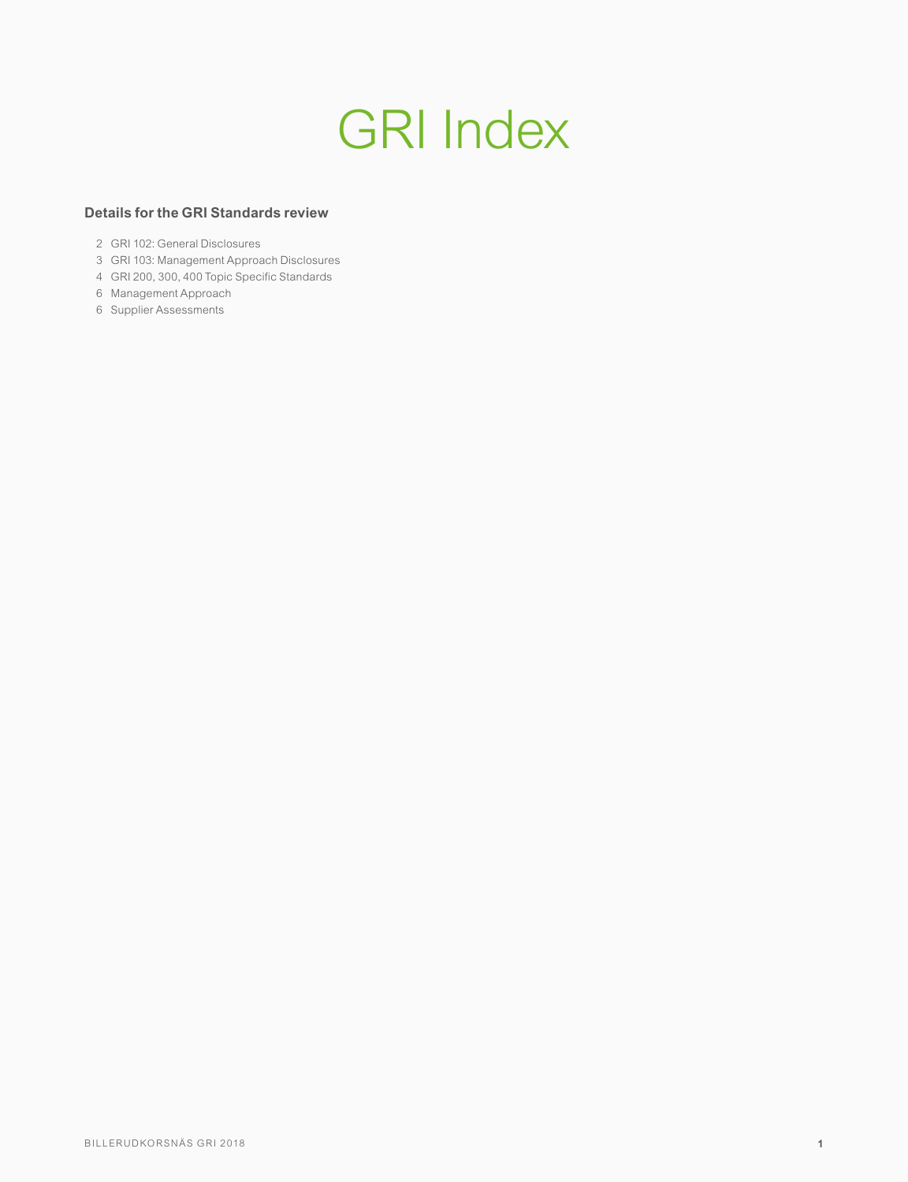# GRI Index

**Details for the GRI Standards review**

- 2 GRI 102: General Disclosures
- 3 GRI 103: Management Approach Disclosures
- 4 GRI 200, 300, 400 Topic Specific Standards
- 6 Management Approach
- 6 Supplier Assessments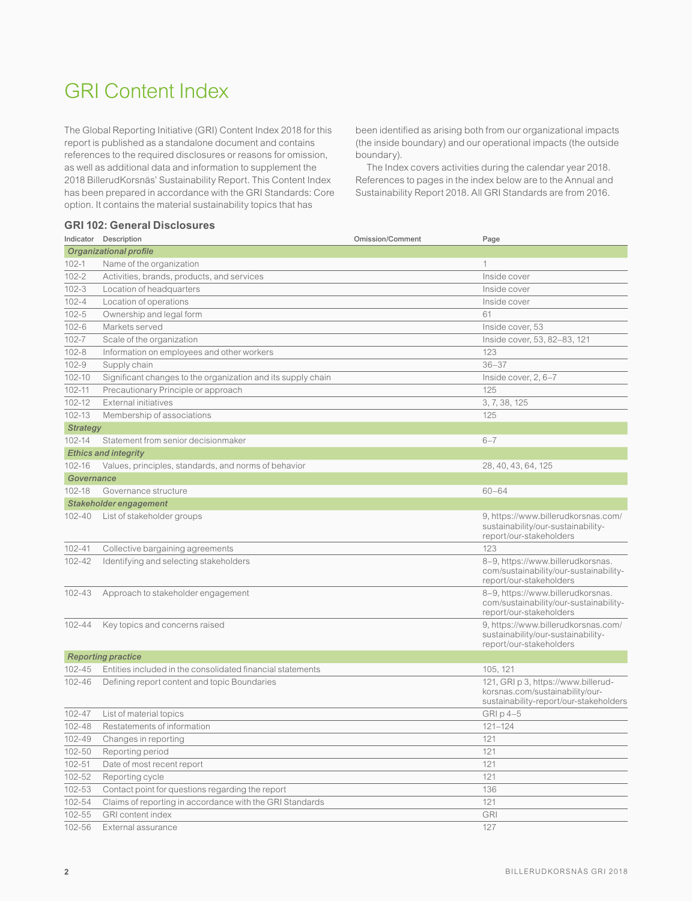# GRI Content Index

The Global Reporting Initiative (GRI) Content Index 2018 for this report is published as a standalone document and contains references to the required disclosures or reasons for omission, as well as additional data and information to supplement the 2018 BillerudKorsnäs' Sustainability Report. This Content Index has been prepared in accordance with the GRI Standards: Core option. It contains the material sustainability topics that has been identified as arising both from our organizational impacts (the inside boundary) and our operational impacts (the outside boundary).

The Index covers activities during the calendar year 2018. References to pages in the index below are to the Annual and Sustainability Report 2018. All GRI Standards are from 2016.

## GRI 102: General Disclosures

| Indicator | Description | Omission/Comment | Page |
|---|---|---|---|
| ***Organizational profile*** | | | |
| 102-1 | Name of the organization | | 1 |
| 102-2 | Activities, brands, products, and services | | Inside cover |
| 102-3 | Location of headquarters | | Inside cover |
| 102-4 | Location of operations | | Inside cover |
| 102-5 | Ownership and legal form | | 61 |
| 102-6 | Markets served | | Inside cover, 53 |
| 102-7 | Scale of the organization | | Inside cover, 53, 82–83, 121 |
| 102-8 | Information on employees and other workers | | 123 |
| 102-9 | Supply chain | | 36–37 |
| 102-10 | Significant changes to the organization and its supply chain | | Inside cover, 2, 6–7 |
| 102-11 | Precautionary Principle or approach | | 125 |
| 102-12 | External initiatives | | 3, 7, 38, 125 |
| 102-13 | Membership of associations | | 125 |
| ***Strategy*** | | | |
| 102-14 | Statement from senior decisionmaker | | 6–7 |
| ***Ethics and integrity*** | | | |
| 102-16 | Values, principles, standards, and norms of behavior | | 28, 40, 43, 64, 125 |
| ***Governance*** | | | |
| 102-18 | Governance structure | | 60–64 |
| ***Stakeholder engagement*** | | | |
| 102-40 | List of stakeholder groups | | 9, https://www.billerudkorsnas.com/sustainability/our-sustainability-report/our-stakeholders |
| 102-41 | Collective bargaining agreements | | 123 |
| 102-42 | Identifying and selecting stakeholders | | 8–9, https://www.billerudkorsnas.com/sustainability/our-sustainability-report/our-stakeholders |
| 102-43 | Approach to stakeholder engagement | | 8–9, https://www.billerudkorsnas.com/sustainability/our-sustainability-report/our-stakeholders |
| 102-44 | Key topics and concerns raised | | 9, https://www.billerudkorsnas.com/sustainability/our-sustainability-report/our-stakeholders |
| ***Reporting practice*** | | | |
| 102-45 | Entities included in the consolidated financial statements | | 105, 121 |
| 102-46 | Defining report content and topic Boundaries | | 121, GRI p 3, https://www.billerudkorsnas.com/sustainability/our-sustainability-report/our-stakeholders |
| 102-47 | List of material topics | | GRI p 4–5 |
| 102-48 | Restatements of information | | 121–124 |
| 102-49 | Changes in reporting | | 121 |
| 102-50 | Reporting period | | 121 |
| 102-51 | Date of most recent report | | 121 |
| 102-52 | Reporting cycle | | 121 |
| 102-53 | Contact point for questions regarding the report | | 136 |
| 102-54 | Claims of reporting in accordance with the GRI Standards | | 121 |
| 102-55 | GRI content index | | GRI |
| 102-56 | External assurance | | 127 |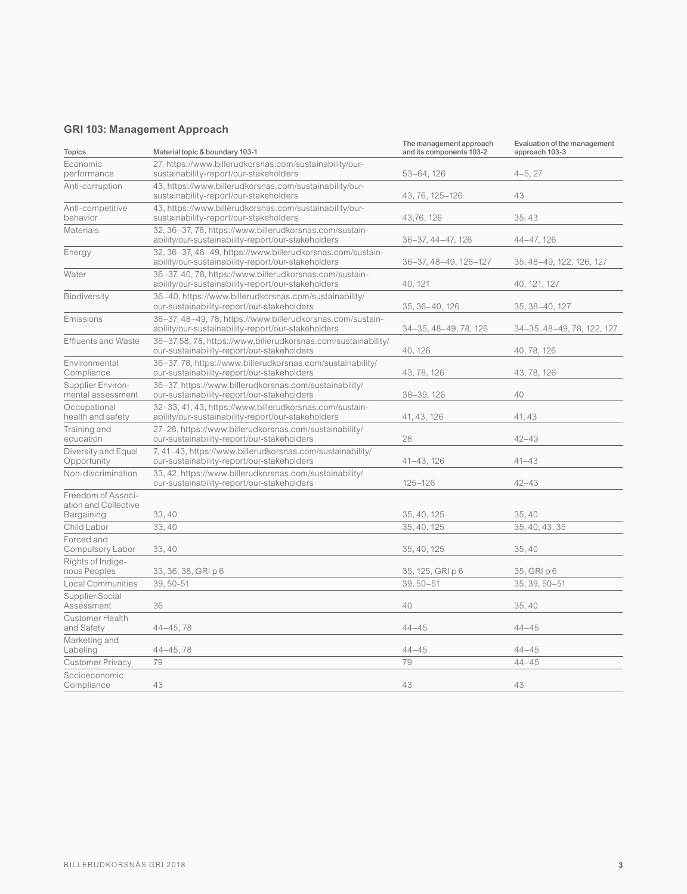## GRI 103: Management Approach

| Topics | Material topic & boundary 103-1 | The management approach and its components 103-2 | Evaluation of the management approach 103-3 |
|---|---|---|---|
| Economic performance | 27, https://www.billerudkorsnas.com/sustainability/our-sustainability-report/our-stakeholders | 53–64, 126 | 4–5, 27 |
| Anti-corruption | 43, https://www.billerudkorsnas.com/sustainability/our-sustainability-report/our-stakeholders | 43, 76, 125–126 | 43 |
| Anti-competitive behavior | 43, https://www.billerudkorsnas.com/sustainability/our-sustainability-report/our-stakeholders | 43,76, 126 | 35, 43 |
| Materials | 32, 36–37, 78, https://www.billerudkorsnas.com/sustainability/our-sustainability-report/our-stakeholders | 36–37, 44–47, 126 | 44–47, 126 |
| Energy | 32, 36–37, 48–49, https://www.billerudkorsnas.com/sustainability/our-sustainability-report/our-stakeholders | 36–37, 48–49, 126–127 | 35, 48–49, 122, 126, 127 |
| Water | 36–37, 40, 78, https://www.billerudkorsnas.com/sustainability/our-sustainability-report/our-stakeholders | 40, 121 | 40, 121, 127 |
| Biodiversity | 36–40, https://www.billerudkorsnas.com/sustainability/our-sustainability-report/our-stakeholders | 35, 36–40, 126 | 35, 38–40, 127 |
| Emissions | 36–37, 48–49, 78, https://www.billerudkorsnas.com/sustainability/our-sustainability-report/our-stakeholders | 34–35, 48–49, 78, 126 | 34–35, 48–49, 78, 122, 127 |
| Effluents and Waste | 36–37,58, 78, https://www.billerudkorsnas.com/sustainability/our-sustainability-report/our-stakeholders | 40, 126 | 40, 78, 126 |
| Environmental Compliance | 36–37, 78, https://www.billerudkorsnas.com/sustainability/our-sustainability-report/our-stakeholders | 43, 78, 126 | 43, 78, 126 |
| Supplier Environmental assessment | 36–37, https://www.billerudkorsnas.com/sustainability/our-sustainability-report/our-stakeholders | 38–39, 126 | 40 |
| Occupational health and safety | 32–33, 41, 43, https://www.billerudkorsnas.com/sustainability/our-sustainability-report/our-stakeholders | 41, 43, 126 | 41, 43 |
| Training and education | 27–28, https://www.billerudkorsnas.com/sustainability/our-sustainability-report/our-stakeholders | 28 | 42–43 |
| Diversity and Equal Opportunity | 7, 41–43, https://www.billerudkorsnas.com/sustainability/our-sustainability-report/our-stakeholders | 41–43, 126 | 41–43 |
| Non-discrimination | 33, 42, https://www.billerudkorsnas.com/sustainability/our-sustainability-report/our-stakeholders | 125–126 | 42–43 |
| Freedom of Association and Collective Bargaining | 33, 40 | 35, 40, 125 | 35, 40 |
| Child Labor | 33, 40 | 35, 40, 125 | 35, 40, 43, 35 |
| Forced and Compulsory Labor | 33, 40 | 35, 40, 125 | 35, 40 |
| Rights of Indigenous Peoples | 33, 36, 38, GRI p 6 | 35, 125, GRI p 6 | 35, GRI p 6 |
| Local Communities | 39, 50-51 | 39, 50–51 | 35, 39, 50–51 |
| Supplier Social Assessment | 36 | 40 | 35, 40 |
| Customer Health and Safety | 44–45, 78 | 44–45 | 44–45 |
| Marketing and Labeling | 44–45, 78 | 44–45 | 44–45 |
| Customer Privacy | 79 | 79 | 44–45 |
| Socioeconomic Compliance | 43 | 43 | 43 |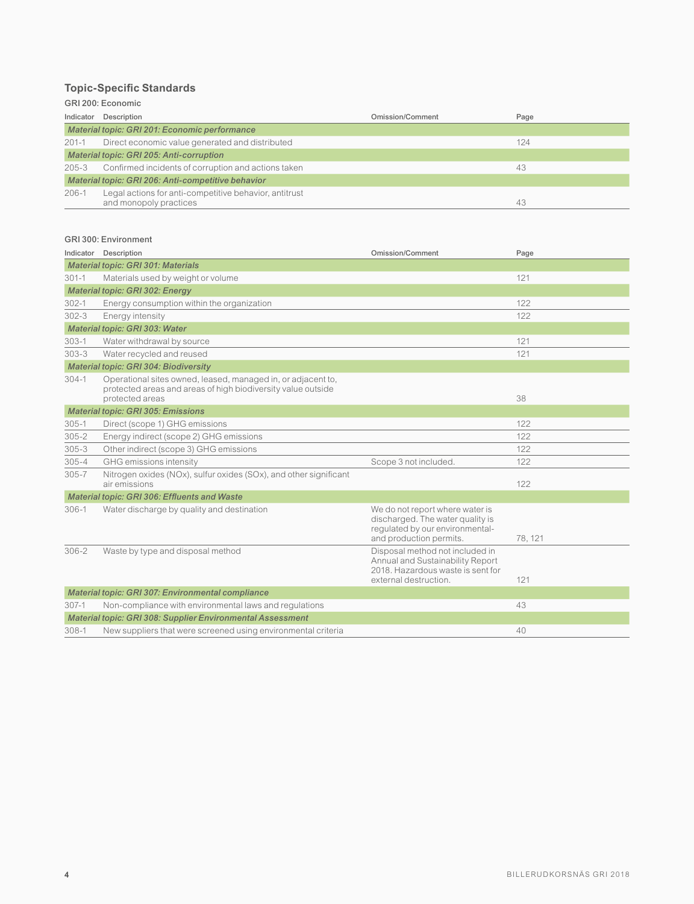## Topic-Specific Standards

### GRI 200: Economic

| Indicator | Description | Omission/Comment | Page |
|---|---|---|---|
| ***Material topic: GRI 201: Economic performance*** | | | |
| 201-1 | Direct economic value generated and distributed | | 124 |
| ***Material topic: GRI 205: Anti-corruption*** | | | |
| 205-3 | Confirmed incidents of corruption and actions taken | | 43 |
| ***Material topic: GRI 206: Anti-competitive behavior*** | | | |
| 206-1 | Legal actions for anti-competitive behavior, antitrust and monopoly practices | | 43 |

### GRI 300: Environment

| Indicator | Description | Omission/Comment | Page |
|---|---|---|---|
| ***Material topic: GRI 301: Materials*** | | | |
| 301-1 | Materials used by weight or volume | | 121 |
| ***Material topic: GRI 302: Energy*** | | | |
| 302-1 | Energy consumption within the organization | | 122 |
| 302-3 | Energy intensity | | 122 |
| ***Material topic: GRI 303: Water*** | | | |
| 303-1 | Water withdrawal by source | | 121 |
| 303-3 | Water recycled and reused | | 121 |
| ***Material topic: GRI 304: Biodiversity*** | | | |
| 304-1 | Operational sites owned, leased, managed in, or adjacent to, protected areas and areas of high biodiversity value outside protected areas | | 38 |
| ***Material topic: GRI 305: Emissions*** | | | |
| 305-1 | Direct (scope 1) GHG emissions | | 122 |
| 305-2 | Energy indirect (scope 2) GHG emissions | | 122 |
| 305-3 | Other indirect (scope 3) GHG emissions | | 122 |
| 305-4 | GHG emissions intensity | Scope 3 not included. | 122 |
| 305-7 | Nitrogen oxides (NOx), sulfur oxides (SOx), and other significant air emissions | | 122 |
| ***Material topic: GRI 306: Effluents and Waste*** | | | |
| 306-1 | Water discharge by quality and destination | We do not report where water is discharged. The water quality is regulated by our environmental- and production permits. | 78, 121 |
| 306-2 | Waste by type and disposal method | Disposal method not included in Annual and Sustainability Report 2018. Hazardous waste is sent for external destruction. | 121 |
| ***Material topic: GRI 307: Environmental compliance*** | | | |
| 307-1 | Non-compliance with environmental laws and regulations | | 43 |
| ***Material topic: GRI 308: Supplier Environmental Assessment*** | | | |
| 308-1 | New suppliers that were screened using environmental criteria | | 40 |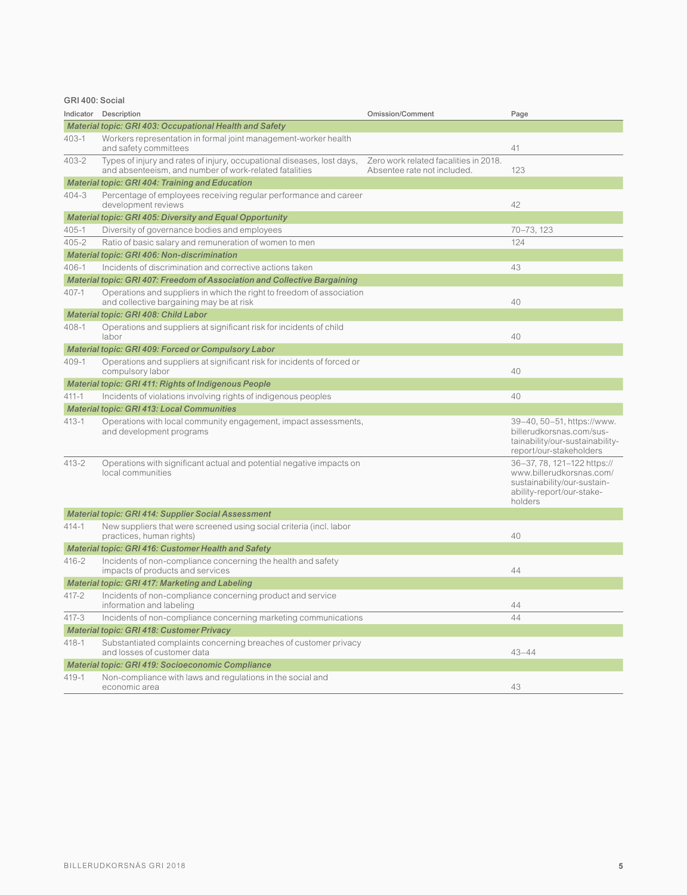### GRI 400: Social

| Indicator | Description | Omission/Comment | Page |
|---|---|---|---|
| ***Material topic: GRI 403: Occupational Health and Safety*** | | | |
| 403-1 | Workers representation in formal joint management-worker health and safety committees | | 41 |
| 403-2 | Types of injury and rates of injury, occupational diseases, lost days, and absenteeism, and number of work-related fatalities | Zero work related facalities in 2018. Absentee rate not included. | 123 |
| ***Material topic: GRI 404: Training and Education*** | | | |
| 404-3 | Percentage of employees receiving regular performance and career development reviews | | 42 |
| ***Material topic: GRI 405: Diversity and Equal Opportunity*** | | | |
| 405-1 | Diversity of governance bodies and employees | | 70–73, 123 |
| 405-2 | Ratio of basic salary and remuneration of women to men | | 124 |
| ***Material topic: GRI 406: Non-discrimination*** | | | |
| 406-1 | Incidents of discrimination and corrective actions taken | | 43 |
| ***Material topic: GRI 407: Freedom of Association and Collective Bargaining*** | | | |
| 407-1 | Operations and suppliers in which the right to freedom of association and collective bargaining may be at risk | | 40 |
| ***Material topic: GRI 408: Child Labor*** | | | |
| 408-1 | Operations and suppliers at significant risk for incidents of child labor | | 40 |
| ***Material topic: GRI 409: Forced or Compulsory Labor*** | | | |
| 409-1 | Operations and suppliers at significant risk for incidents of forced or compulsory labor | | 40 |
| ***Material topic: GRI 411: Rights of Indigenous People*** | | | |
| 411-1 | Incidents of violations involving rights of indigenous peoples | | 40 |
| ***Material topic: GRI 413: Local Communities*** | | | |
| 413-1 | Operations with local community engagement, impact assessments, and development programs | | 39–40, 50–51, https://www.billerudkorsnas.com/sustainability/our-sustainability-report/our-stakeholders |
| 413-2 | Operations with significant actual and potential negative impacts on local communities | | 36–37, 78, 121–122 https://www.billerudkorsnas.com/sustainability/our-sustainability-report/our-stakeholders |
| ***Material topic: GRI 414: Supplier Social Assessment*** | | | |
| 414-1 | New suppliers that were screened using social criteria (incl. labor practices, human rights) | | 40 |
| ***Material topic: GRI 416: Customer Health and Safety*** | | | |
| 416-2 | Incidents of non-compliance concerning the health and safety impacts of products and services | | 44 |
| ***Material topic: GRI 417: Marketing and Labeling*** | | | |
| 417-2 | Incidents of non-compliance concerning product and service information and labeling | | 44 |
| 417-3 | Incidents of non-compliance concerning marketing communications | | 44 |
| ***Material topic: GRI 418: Customer Privacy*** | | | |
| 418-1 | Substantiated complaints concerning breaches of customer privacy and losses of customer data | | 43–44 |
| ***Material topic: GRI 419: Socioeconomic Compliance*** | | | |
| 419-1 | Non-compliance with laws and regulations in the social and economic area | | 43 |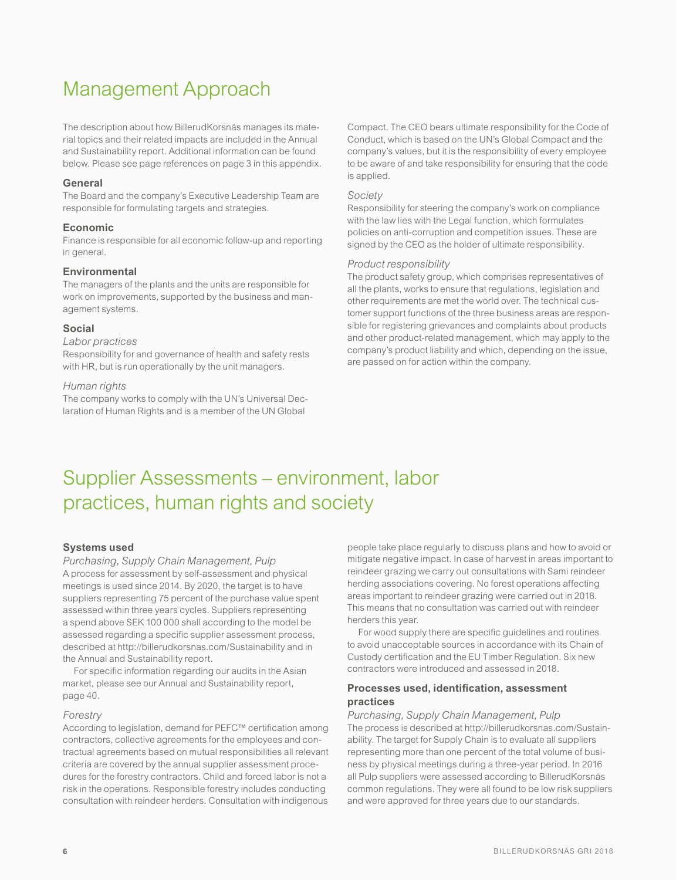# Management Approach

The description about how BillerudKorsnäs manages its material topics and their related impacts are included in the Annual and Sustainability report. Additional information can be found below. Please see page references on page 3 in this appendix.

### General

The Board and the company's Executive Leadership Team are responsible for formulating targets and strategies.

### Economic

Finance is responsible for all economic follow-up and reporting in general.

### Environmental

The managers of the plants and the units are responsible for work on improvements, supported by the business and management systems.

### Social

*Labor practices*

Responsibility for and governance of health and safety rests with HR, but is run operationally by the unit managers.

*Human rights*

The company works to comply with the UN's Universal Declaration of Human Rights and is a member of the UN Global Compact. The CEO bears ultimate responsibility for the Code of Conduct, which is based on the UN's Global Compact and the company's values, but it is the responsibility of every employee to be aware of and take responsibility for ensuring that the code is applied.

*Society*

Responsibility for steering the company's work on compliance with the law lies with the Legal function, which formulates policies on anti-corruption and competition issues. These are signed by the CEO as the holder of ultimate responsibility.

*Product responsibility*

The product safety group, which comprises representatives of all the plants, works to ensure that regulations, legislation and other requirements are met the world over. The technical customer support functions of the three business areas are responsible for registering grievances and complaints about products and other product-related management, which may apply to the company's product liability and which, depending on the issue, are passed on for action within the company.

# Supplier Assessments – environment, labor practices, human rights and society

### Systems used

*Purchasing, Supply Chain Management, Pulp*

A process for assessment by self-assessment and physical meetings is used since 2014. By 2020, the target is to have suppliers representing 75 percent of the purchase value spent assessed within three years cycles. Suppliers representing a spend above SEK 100 000 shall according to the model be assessed regarding a specific supplier assessment process, described at http://billerudkorsnas.com/Sustainability and in the Annual and Sustainability report.

For specific information regarding our audits in the Asian market, please see our Annual and Sustainability report, page 40.

*Forestry*

According to legislation, demand for PEFC™ certification among contractors, collective agreements for the employees and contractual agreements based on mutual responsibilities all relevant criteria are covered by the annual supplier assessment procedures for the forestry contractors. Child and forced labor is not a risk in the operations. Responsible forestry includes conducting consultation with reindeer herders. Consultation with indigenous people take place regularly to discuss plans and how to avoid or mitigate negative impact. In case of harvest in areas important to reindeer grazing we carry out consultations with Sami reindeer herding associations covering. No forest operations affecting areas important to reindeer grazing were carried out in 2018. This means that no consultation was carried out with reindeer herders this year.

For wood supply there are specific guidelines and routines to avoid unacceptable sources in accordance with its Chain of Custody certification and the EU Timber Regulation. Six new contractors were introduced and assessed in 2018.

### Processes used, identification, assessment practices

*Purchasing, Supply Chain Management, Pulp*

The process is described at http://billerudkorsnas.com/Sustainability. The target for Supply Chain is to evaluate all suppliers representing more than one percent of the total volume of business by physical meetings during a three-year period. In 2016 all Pulp suppliers were assessed according to BillerudKorsnäs common regulations. They were all found to be low risk suppliers and were approved for three years due to our standards.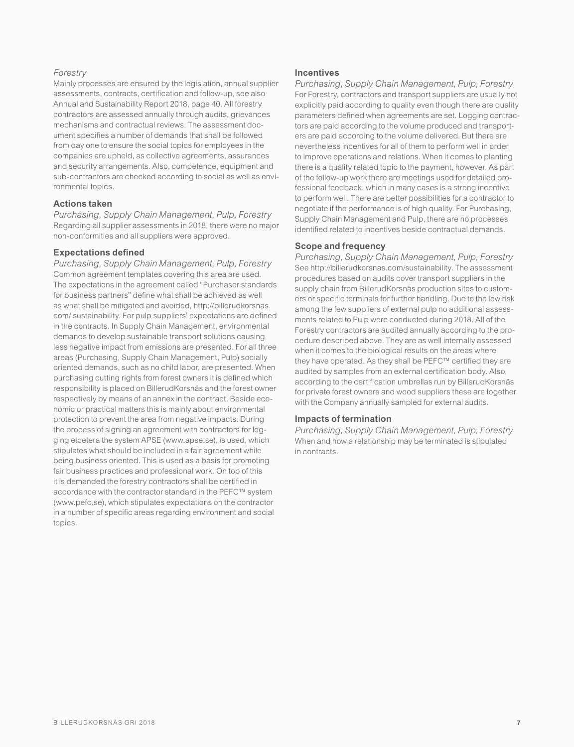*Forestry*

Mainly processes are ensured by the legislation, annual supplier assessments, contracts, certification and follow-up, see also Annual and Sustainability Report 2018, page 40. All forestry contractors are assessed annually through audits, grievances mechanisms and contractual reviews. The assessment document specifies a number of demands that shall be followed from day one to ensure the social topics for employees in the companies are upheld, as collective agreements, assurances and security arrangements. Also, competence, equipment and sub-contractors are checked according to social as well as environmental topics.

### Actions taken

*Purchasing, Supply Chain Management, Pulp, Forestry*

Regarding all supplier assessments in 2018, there were no major non-conformities and all suppliers were approved.

### Expectations defined

*Purchasing, Supply Chain Management, Pulp, Forestry*

Common agreement templates covering this area are used. The expectations in the agreement called "Purchaser standards for business partners" define what shall be achieved as well as what shall be mitigated and avoided, http://billerudkorsnas.com/ sustainability. For pulp suppliers' expectations are defined in the contracts. In Supply Chain Management, environmental demands to develop sustainable transport solutions causing less negative impact from emissions are presented. For all three areas (Purchasing, Supply Chain Management, Pulp) socially oriented demands, such as no child labor, are presented. When purchasing cutting rights from forest owners it is defined which responsibility is placed on BillerudKorsnäs and the forest owner respectively by means of an annex in the contract. Beside economic or practical matters this is mainly about environmental protection to prevent the area from negative impacts. During the process of signing an agreement with contractors for logging etcetera the system APSE (www.apse.se), is used, which stipulates what should be included in a fair agreement while being business oriented. This is used as a basis for promoting fair business practices and professional work. On top of this it is demanded the forestry contractors shall be certified in accordance with the contractor standard in the PEFC™ system (www.pefc.se), which stipulates expectations on the contractor in a number of specific areas regarding environment and social topics.

### Incentives

*Purchasing, Supply Chain Management, Pulp, Forestry*

For Forestry, contractors and transport suppliers are usually not explicitly paid according to quality even though there are quality parameters defined when agreements are set. Logging contractors are paid according to the volume produced and transporters are paid according to the volume delivered. But there are nevertheless incentives for all of them to perform well in order to improve operations and relations. When it comes to planting there is a quality related topic to the payment, however. As part of the follow-up work there are meetings used for detailed professional feedback, which in many cases is a strong incentive to perform well. There are better possibilities for a contractor to negotiate if the performance is of high quality. For Purchasing, Supply Chain Management and Pulp, there are no processes identified related to incentives beside contractual demands.

### Scope and frequency

*Purchasing, Supply Chain Management, Pulp, Forestry*

See http://billerudkorsnas.com/sustainability. The assessment procedures based on audits cover transport suppliers in the supply chain from BillerudKorsnäs production sites to customers or specific terminals for further handling. Due to the low risk among the few suppliers of external pulp no additional assessments related to Pulp were conducted during 2018. All of the Forestry contractors are audited annually according to the procedure described above. They are as well internally assessed when it comes to the biological results on the areas where they have operated. As they shall be PEFC™ certified they are audited by samples from an external certification body. Also, according to the certification umbrellas run by BillerudKorsnäs for private forest owners and wood suppliers these are together with the Company annually sampled for external audits.

### Impacts of termination

*Purchasing, Supply Chain Management, Pulp, Forestry*

When and how a relationship may be terminated is stipulated in contracts.